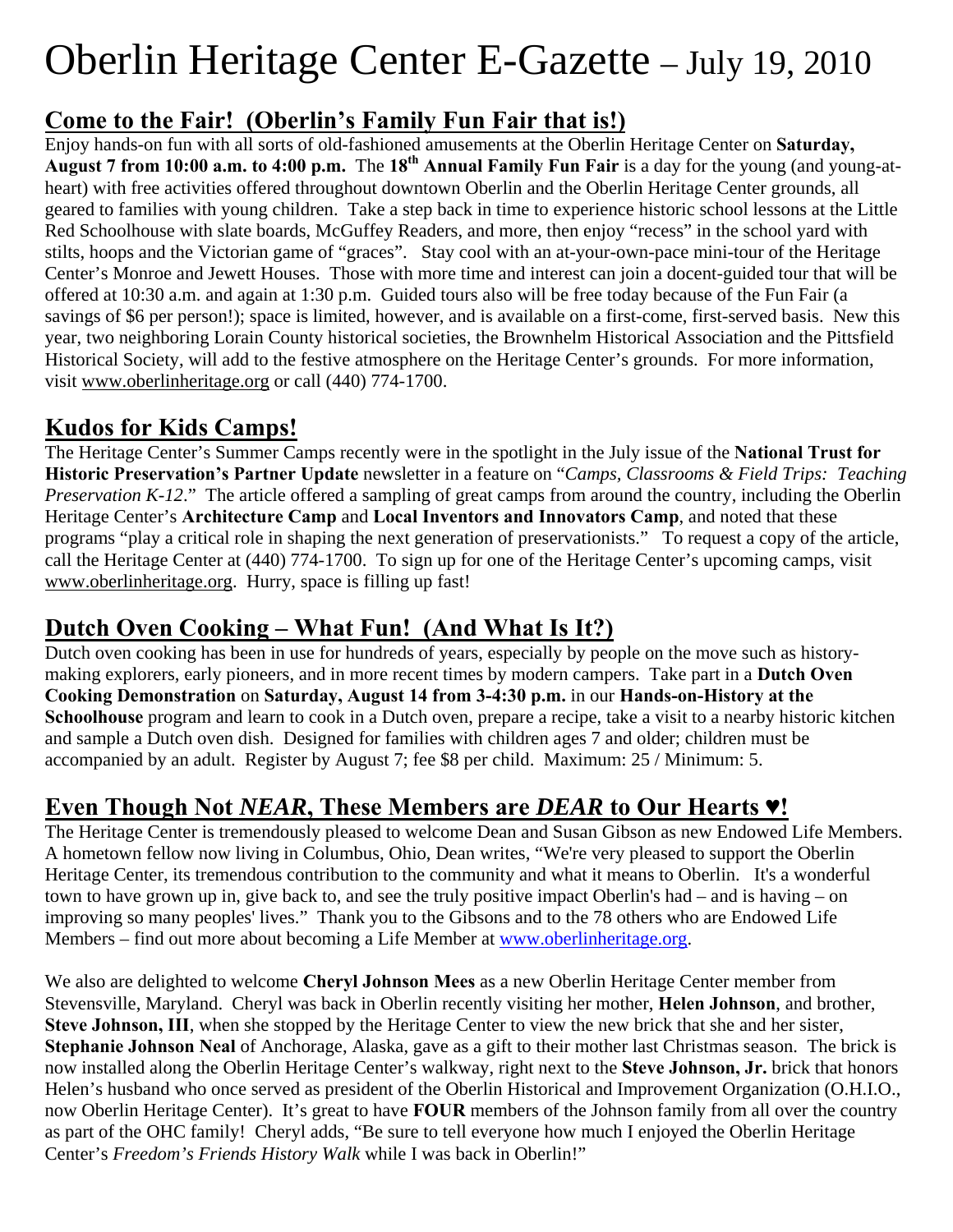# Oberlin Heritage Center E-Gazette – July 19, 2010

## Come to the Fair! (Oberlin's Family Fun Fair that is!)

Enjoy hands-on fun with all sorts of old-fashioned amusements at the Oberlin Heritage Center on **Saturday, August 7 from 10:00 a.m. to 4:00 p.m.** The **18th Annual Family Fun Fair** is a day for the young (and young-at-heart) with free activities offered throughout downtown Oberlin and the Oberlin Heritage Center grounds, all geared to families with young children. Take a step back in time to experience historic school lessons at the Little Red Schoolhouse with slate boards, McGuffey Readers, and more, then enjoy "recess" in the school yard with stilts, hoops and the Victorian game of "graces". Stay cool with an at-your-own-pace mini-tour of the Heritage Center's Monroe and Jewett Houses. Those with more time and interest can join a docent-guided tour that will be offered at 10:30 a.m. and again at 1:30 p.m. Guided tours also will be free today because of the Fun Fair (a savings of $6 per person!); space is limited, however, and is available on a first-come, first-served basis. New this year, two neighboring Lorain County historical societies, the Brownhelm Historical Association and the Pittsfield Historical Society, will add to the festive atmosphere on the Heritage Center's grounds. For more information, visit www.oberlinheritage.org or call (440) 774-1700.

## Kudos for Kids Camps!

The Heritage Center's Summer Camps recently were in the spotlight in the July issue of the **National Trust for Historic Preservation's Partner Update** newsletter in a feature on "*Camps, Classrooms & Field Trips: Teaching Preservation K-12*." The article offered a sampling of great camps from around the country, including the Oberlin Heritage Center's **Architecture Camp** and **Local Inventors and Innovators Camp**, and noted that these programs "play a critical role in shaping the next generation of preservationists." To request a copy of the article, call the Heritage Center at (440) 774-1700. To sign up for one of the Heritage Center's upcoming camps, visit www.oberlinheritage.org. Hurry, space is filling up fast!

## Dutch Oven Cooking – What Fun! (And What Is It?)

Dutch oven cooking has been in use for hundreds of years, especially by people on the move such as history-making explorers, early pioneers, and in more recent times by modern campers. Take part in a **Dutch Oven Cooking Demonstration** on **Saturday, August 14 from 3-4:30 p.m.** in our **Hands-on-History at the Schoolhouse** program and learn to cook in a Dutch oven, prepare a recipe, take a visit to a nearby historic kitchen and sample a Dutch oven dish. Designed for families with children ages 7 and older; children must be accompanied by an adult. Register by August 7; fee $8 per child. Maximum: 25 / Minimum: 5.

## Even Though Not *NEAR*, These Members are *DEAR* to Our Hearts ♥!

The Heritage Center is tremendously pleased to welcome Dean and Susan Gibson as new Endowed Life Members. A hometown fellow now living in Columbus, Ohio, Dean writes, "We're very pleased to support the Oberlin Heritage Center, its tremendous contribution to the community and what it means to Oberlin. It's a wonderful town to have grown up in, give back to, and see the truly positive impact Oberlin's had – and is having – on improving so many peoples' lives." Thank you to the Gibsons and to the 78 others who are Endowed Life Members – find out more about becoming a Life Member at www.oberlinheritage.org.

We also are delighted to welcome **Cheryl Johnson Mees** as a new Oberlin Heritage Center member from Stevensville, Maryland. Cheryl was back in Oberlin recently visiting her mother, **Helen Johnson**, and brother, **Steve Johnson, III**, when she stopped by the Heritage Center to view the new brick that she and her sister, **Stephanie Johnson Neal** of Anchorage, Alaska, gave as a gift to their mother last Christmas season. The brick is now installed along the Oberlin Heritage Center's walkway, right next to the **Steve Johnson, Jr.** brick that honors Helen's husband who once served as president of the Oberlin Historical and Improvement Organization (O.H.I.O., now Oberlin Heritage Center). It's great to have **FOUR** members of the Johnson family from all over the country as part of the OHC family! Cheryl adds, "Be sure to tell everyone how much I enjoyed the Oberlin Heritage Center's *Freedom's Friends History Walk* while I was back in Oberlin!"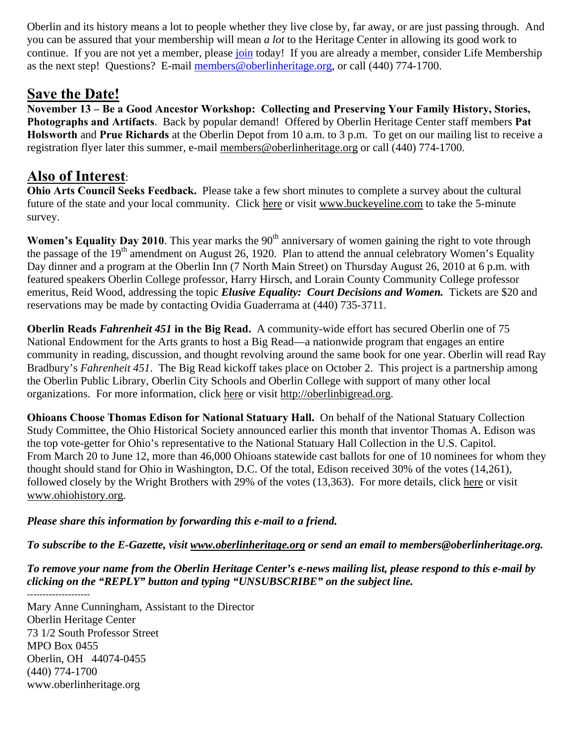Oberlin and its history means a lot to people whether they live close by, far away, or are just passing through. And you can be assured that your membership will mean *a lot* to the Heritage Center in allowing its good work to continue. If you are not yet a member, please join today! If you are already a member, consider Life Membership as the next step! Questions? E-mail members@oberlinheritage.org, or call (440) 774-1700.

## Save the Date!

**November 13 – Be a Good Ancestor Workshop: Collecting and Preserving Your Family History, Stories, Photographs and Artifacts**. Back by popular demand! Offered by Oberlin Heritage Center staff members **Pat Holsworth** and **Prue Richards** at the Oberlin Depot from 10 a.m. to 3 p.m. To get on our mailing list to receive a registration flyer later this summer, e-mail members@oberlinheritage.org or call (440) 774-1700.

## Also of Interest:

**Ohio Arts Council Seeks Feedback.** Please take a few short minutes to complete a survey about the cultural future of the state and your local community. Click here or visit www.buckeyeline.com to take the 5-minute survey.

**Women's Equality Day 2010**. This year marks the 90th anniversary of women gaining the right to vote through the passage of the 19th amendment on August 26, 1920. Plan to attend the annual celebratory Women's Equality Day dinner and a program at the Oberlin Inn (7 North Main Street) on Thursday August 26, 2010 at 6 p.m. with featured speakers Oberlin College professor, Harry Hirsch, and Lorain County Community College professor emeritus, Reid Wood, addressing the topic ***Elusive Equality: Court Decisions and Women.*** Tickets are $20 and reservations may be made by contacting Ovidia Guaderrama at (440) 735-3711.

**Oberlin Reads *Fahrenheit 451* in the Big Read.** A community-wide effort has secured Oberlin one of 75 National Endowment for the Arts grants to host a Big Read—a nationwide program that engages an entire community in reading, discussion, and thought revolving around the same book for one year. Oberlin will read Ray Bradbury's *Fahrenheit 451*. The Big Read kickoff takes place on October 2. This project is a partnership among the Oberlin Public Library, Oberlin City Schools and Oberlin College with support of many other local organizations. For more information, click here or visit http://oberlinbigread.org.

**Ohioans Choose Thomas Edison for National Statuary Hall.** On behalf of the National Statuary Collection Study Committee, the Ohio Historical Society announced earlier this month that inventor Thomas A. Edison was the top vote-getter for Ohio's representative to the National Statuary Hall Collection in the U.S. Capitol. From March 20 to June 12, more than 46,000 Ohioans statewide cast ballots for one of 10 nominees for whom they thought should stand for Ohio in Washington, D.C. Of the total, Edison received 30% of the votes (14,261), followed closely by the Wright Brothers with 29% of the votes (13,363). For more details, click here or visit www.ohiohistory.org.

***Please share this information by forwarding this e-mail to a friend.***

***To subscribe to the E-Gazette, visit www.oberlinheritage.org or send an email to members@oberlinheritage.org.***

***To remove your name from the Oberlin Heritage Center's e-news mailing list, please respond to this e-mail by clicking on the "REPLY" button and typing "UNSUBSCRIBE" on the subject line.***

--------------------

Mary Anne Cunningham, Assistant to the Director
Oberlin Heritage Center
73 1/2 South Professor Street
MPO Box 0455
Oberlin, OH 44074-0455
(440) 774-1700
www.oberlinheritage.org